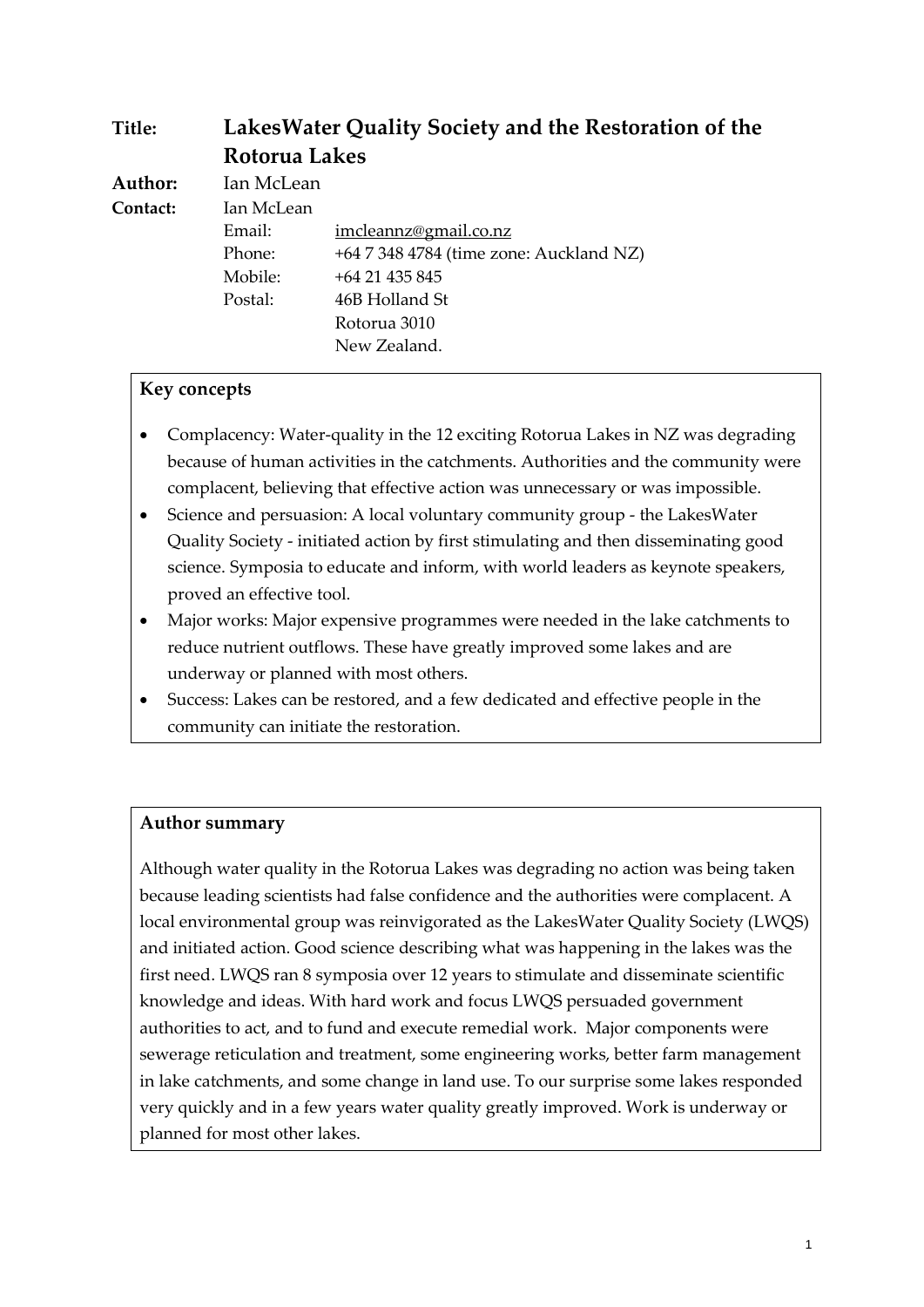**Title:** **LakesWater Quality Society and the Restoration of the Rotorua Lakes**

**Author:** Ian McLean

**Contact:** Ian McLean

Email: imcleannz@gmail.co.nz

Phone: +64 7 348 4784 (time zone: Auckland NZ)

Mobile: +64 21 435 845

Postal: 46B Holland St
Rotorua 3010
New Zealand.

### Key concepts

- Complacency: Water-quality in the 12 exciting Rotorua Lakes in NZ was degrading because of human activities in the catchments. Authorities and the community were complacent, believing that effective action was unnecessary or was impossible.
- Science and persuasion: A local voluntary community group - the LakesWater Quality Society - initiated action by first stimulating and then disseminating good science. Symposia to educate and inform, with world leaders as keynote speakers, proved an effective tool.
- Major works: Major expensive programmes were needed in the lake catchments to reduce nutrient outflows. These have greatly improved some lakes and are underway or planned with most others.
- Success: Lakes can be restored, and a few dedicated and effective people in the community can initiate the restoration.

### Author summary

Although water quality in the Rotorua Lakes was degrading no action was being taken because leading scientists had false confidence and the authorities were complacent. A local environmental group was reinvigorated as the LakesWater Quality Society (LWQS) and initiated action. Good science describing what was happening in the lakes was the first need. LWQS ran 8 symposia over 12 years to stimulate and disseminate scientific knowledge and ideas. With hard work and focus LWQS persuaded government authorities to act, and to fund and execute remedial work. Major components were sewerage reticulation and treatment, some engineering works, better farm management in lake catchments, and some change in land use. To our surprise some lakes responded very quickly and in a few years water quality greatly improved. Work is underway or planned for most other lakes.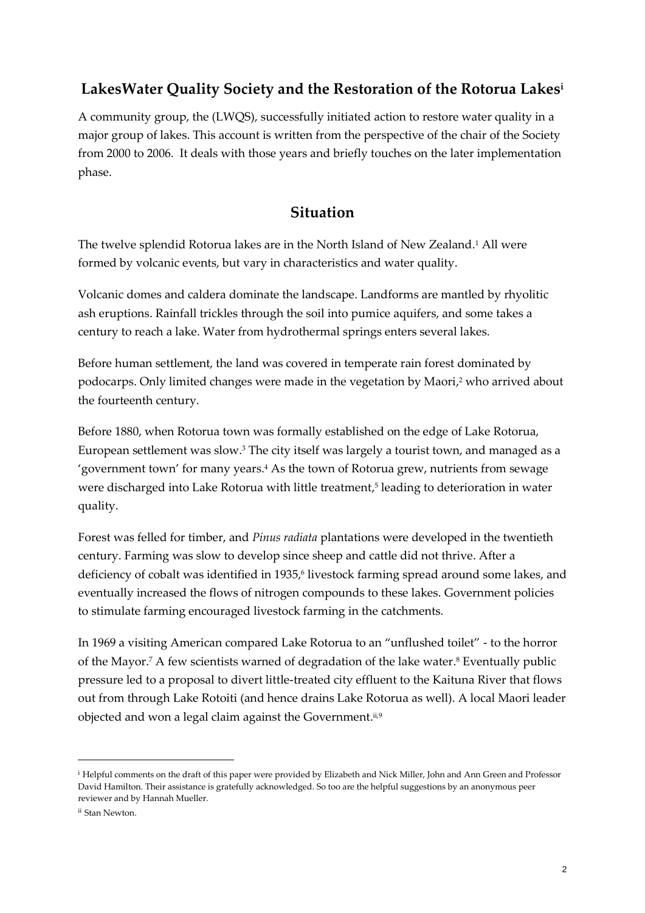## LakesWater Quality Society and the Restoration of the Rotorua Lakes[i]

A community group, the (LWQS), successfully initiated action to restore water quality in a major group of lakes. This account is written from the perspective of the chair of the Society from 2000 to 2006. It deals with those years and briefly touches on the later implementation phase.

## Situation

The twelve splendid Rotorua lakes are in the North Island of New Zealand.[1] All were formed by volcanic events, but vary in characteristics and water quality.

Volcanic domes and caldera dominate the landscape. Landforms are mantled by rhyolitic ash eruptions. Rainfall trickles through the soil into pumice aquifers, and some takes a century to reach a lake. Water from hydrothermal springs enters several lakes.

Before human settlement, the land was covered in temperate rain forest dominated by podocarps. Only limited changes were made in the vegetation by Maori,[2] who arrived about the fourteenth century.

Before 1880, when Rotorua town was formally established on the edge of Lake Rotorua, European settlement was slow.[3] The city itself was largely a tourist town, and managed as a 'government town' for many years.[4] As the town of Rotorua grew, nutrients from sewage were discharged into Lake Rotorua with little treatment,[5] leading to deterioration in water quality.

Forest was felled for timber, and *Pinus radiata* plantations were developed in the twentieth century. Farming was slow to develop since sheep and cattle did not thrive. After a deficiency of cobalt was identified in 1935,[6] livestock farming spread around some lakes, and eventually increased the flows of nitrogen compounds to these lakes. Government policies to stimulate farming encouraged livestock farming in the catchments.

In 1969 a visiting American compared Lake Rotorua to an "unflushed toilet" - to the horror of the Mayor.[7] A few scientists warned of degradation of the lake water.[8] Eventually public pressure led to a proposal to divert little-treated city effluent to the Kaituna River that flows out from through Lake Rotoiti (and hence drains Lake Rotorua as well). A local Maori leader objected and won a legal claim against the Government.[ii,9]

---

[i] Helpful comments on the draft of this paper were provided by Elizabeth and Nick Miller, John and Ann Green and Professor David Hamilton. Their assistance is gratefully acknowledged. So too are the helpful suggestions by an anonymous peer reviewer and by Hannah Mueller.

[ii] Stan Newton.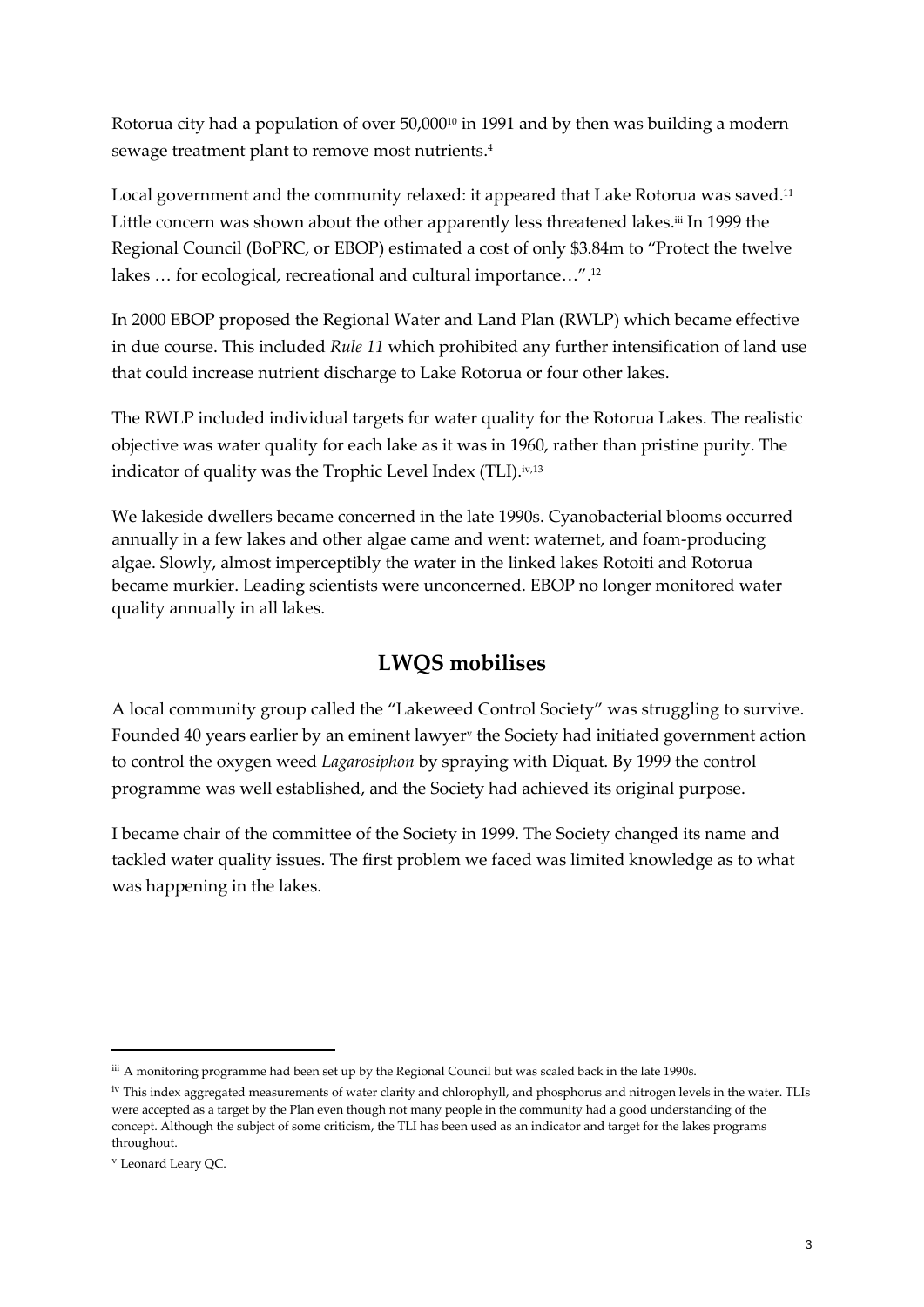Rotorua city had a population of over 50,000[10] in 1991 and by then was building a modern sewage treatment plant to remove most nutrients.[4]

Local government and the community relaxed: it appeared that Lake Rotorua was saved.[11] Little concern was shown about the other apparently less threatened lakes.[iii] In 1999 the Regional Council (BoPRC, or EBOP) estimated a cost of only $3.84m to "Protect the twelve lakes … for ecological, recreational and cultural importance…".[12]

In 2000 EBOP proposed the Regional Water and Land Plan (RWLP) which became effective in due course. This included *Rule 11* which prohibited any further intensification of land use that could increase nutrient discharge to Lake Rotorua or four other lakes.

The RWLP included individual targets for water quality for the Rotorua Lakes. The realistic objective was water quality for each lake as it was in 1960, rather than pristine purity. The indicator of quality was the Trophic Level Index (TLI).[iv,13]

We lakeside dwellers became concerned in the late 1990s. Cyanobacterial blooms occurred annually in a few lakes and other algae came and went: waternet, and foam-producing algae. Slowly, almost imperceptibly the water in the linked lakes Rotoiti and Rotorua became murkier. Leading scientists were unconcerned. EBOP no longer monitored water quality annually in all lakes.

## LWQS mobilises

A local community group called the "Lakeweed Control Society" was struggling to survive. Founded 40 years earlier by an eminent lawyer[v] the Society had initiated government action to control the oxygen weed *Lagarosiphon* by spraying with Diquat. By 1999 the control programme was well established, and the Society had achieved its original purpose.

I became chair of the committee of the Society in 1999. The Society changed its name and tackled water quality issues. The first problem we faced was limited knowledge as to what was happening in the lakes.

---

[iii] A monitoring programme had been set up by the Regional Council but was scaled back in the late 1990s.

[iv] This index aggregated measurements of water clarity and chlorophyll, and phosphorus and nitrogen levels in the water. TLIs were accepted as a target by the Plan even though not many people in the community had a good understanding of the concept. Although the subject of some criticism, the TLI has been used as an indicator and target for the lakes programs throughout.

[v] Leonard Leary QC.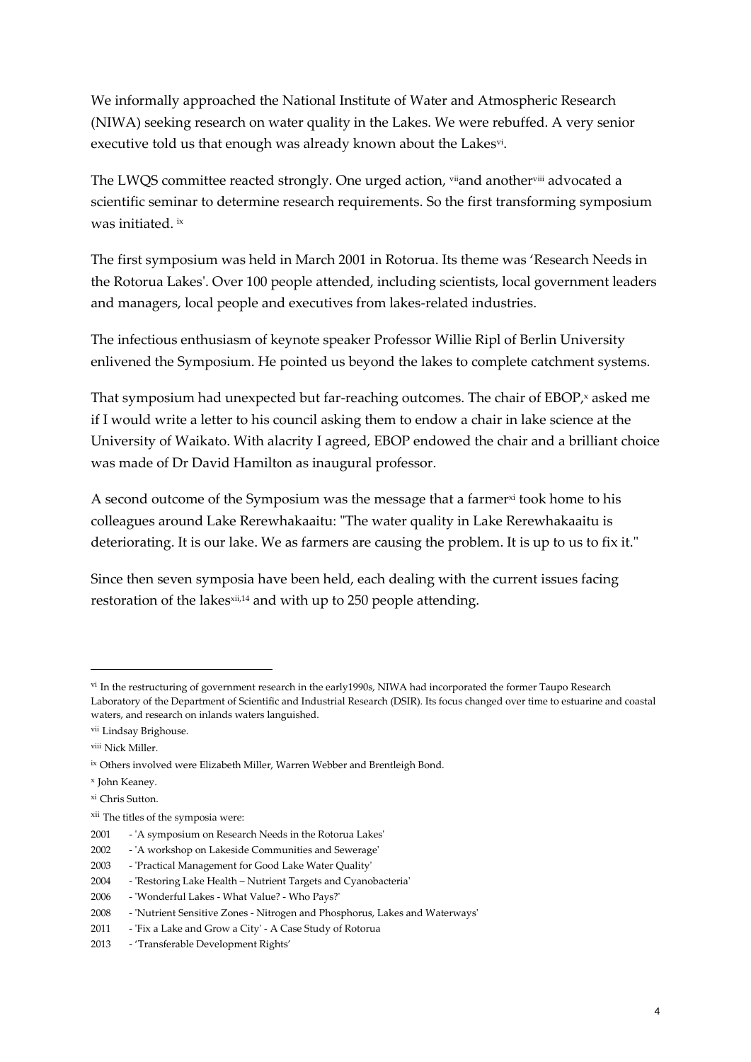We informally approached the National Institute of Water and Atmospheric Research (NIWA) seeking research on water quality in the Lakes. We were rebuffed. A very senior executive told us that enough was already known about the Lakes[vi].

The LWQS committee reacted strongly. One urged action, [vii]and another[viii] advocated a scientific seminar to determine research requirements. So the first transforming symposium was initiated. [ix]

The first symposium was held in March 2001 in Rotorua. Its theme was 'Research Needs in the Rotorua Lakes'. Over 100 people attended, including scientists, local government leaders and managers, local people and executives from lakes-related industries.

The infectious enthusiasm of keynote speaker Professor Willie Ripl of Berlin University enlivened the Symposium. He pointed us beyond the lakes to complete catchment systems.

That symposium had unexpected but far-reaching outcomes. The chair of EBOP,[x] asked me if I would write a letter to his council asking them to endow a chair in lake science at the University of Waikato. With alacrity I agreed, EBOP endowed the chair and a brilliant choice was made of Dr David Hamilton as inaugural professor.

A second outcome of the Symposium was the message that a farmer[xi] took home to his colleagues around Lake Rerewhakaaitu: "The water quality in Lake Rerewhakaaitu is deteriorating. It is our lake. We as farmers are causing the problem. It is up to us to fix it."

Since then seven symposia have been held, each dealing with the current issues facing restoration of the lakes[xii,14] and with up to 250 people attending.

---

[vi] In the restructuring of government research in the early1990s, NIWA had incorporated the former Taupo Research Laboratory of the Department of Scientific and Industrial Research (DSIR). Its focus changed over time to estuarine and coastal waters, and research on inlands waters languished.

[vii] Lindsay Brighouse.

[viii] Nick Miller.

[ix] Others involved were Elizabeth Miller, Warren Webber and Brentleigh Bond.

[x] John Keaney.

[xi] Chris Sutton.

[xii] The titles of the symposia were:

2001 - 'A symposium on Research Needs in the Rotorua Lakes'
2002 - 'A workshop on Lakeside Communities and Sewerage'
2003 - 'Practical Management for Good Lake Water Quality'
2004 - 'Restoring Lake Health – Nutrient Targets and Cyanobacteria'
2006 - 'Wonderful Lakes - What Value? - Who Pays?'
2008 - 'Nutrient Sensitive Zones - Nitrogen and Phosphorus, Lakes and Waterways'
2011 - 'Fix a Lake and Grow a City' - A Case Study of Rotorua
2013 - 'Transferable Development Rights'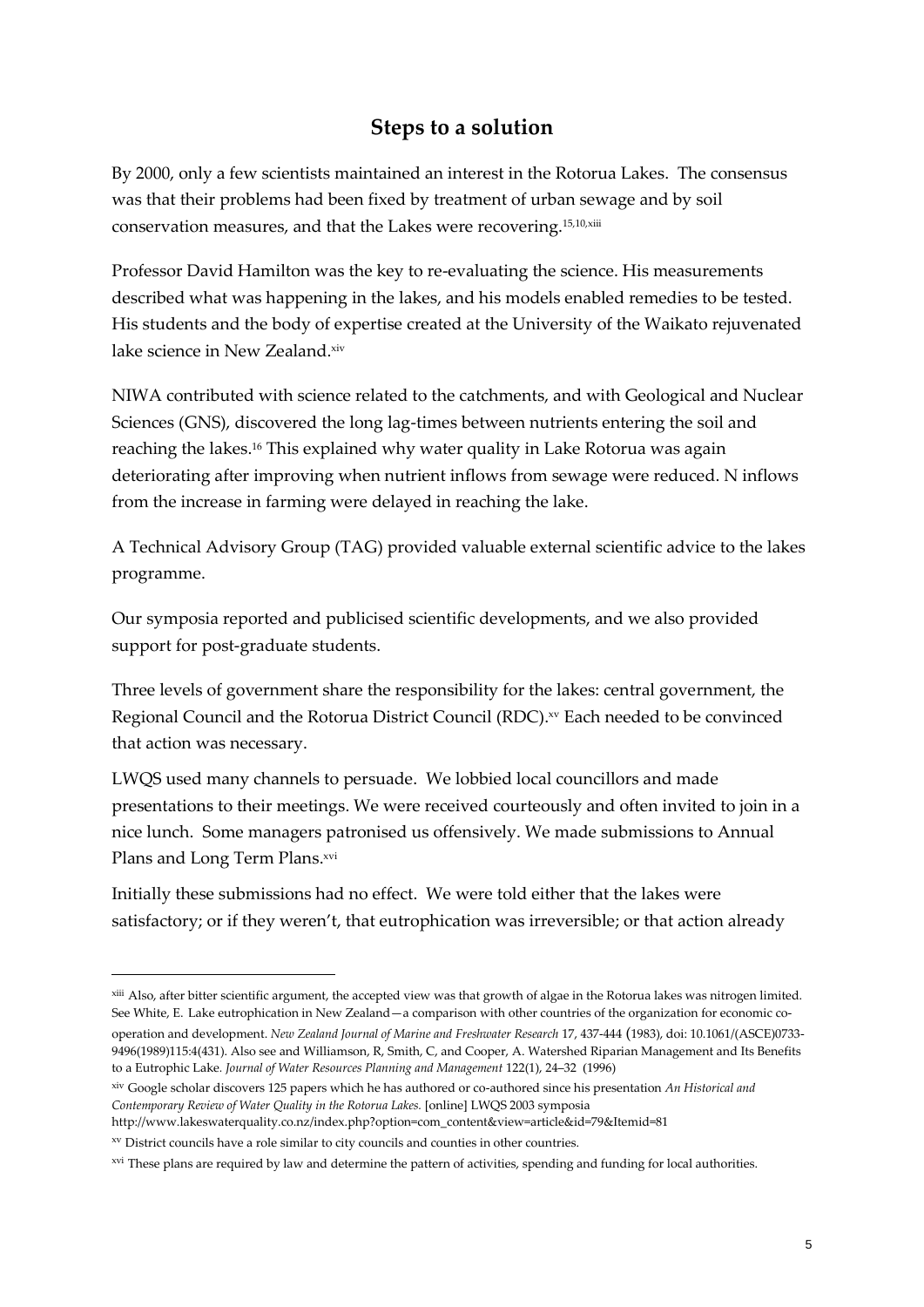## Steps to a solution

By 2000, only a few scientists maintained an interest in the Rotorua Lakes. The consensus was that their problems had been fixed by treatment of urban sewage and by soil conservation measures, and that the Lakes were recovering.[15,10,xiii]

Professor David Hamilton was the key to re-evaluating the science. His measurements described what was happening in the lakes, and his models enabled remedies to be tested. His students and the body of expertise created at the University of the Waikato rejuvenated lake science in New Zealand.[xiv]

NIWA contributed with science related to the catchments, and with Geological and Nuclear Sciences (GNS), discovered the long lag-times between nutrients entering the soil and reaching the lakes.[16] This explained why water quality in Lake Rotorua was again deteriorating after improving when nutrient inflows from sewage were reduced. N inflows from the increase in farming were delayed in reaching the lake.

A Technical Advisory Group (TAG) provided valuable external scientific advice to the lakes programme.

Our symposia reported and publicised scientific developments, and we also provided support for post-graduate students.

Three levels of government share the responsibility for the lakes: central government, the Regional Council and the Rotorua District Council (RDC).[xv] Each needed to be convinced that action was necessary.

LWQS used many channels to persuade. We lobbied local councillors and made presentations to their meetings. We were received courteously and often invited to join in a nice lunch. Some managers patronised us offensively. We made submissions to Annual Plans and Long Term Plans.[xvi]

Initially these submissions had no effect. We were told either that the lakes were satisfactory; or if they weren't, that eutrophication was irreversible; or that action already

---

[xiii] Also, after bitter scientific argument, the accepted view was that growth of algae in the Rotorua lakes was nitrogen limited. See White, E. Lake eutrophication in New Zealand—a comparison with other countries of the organization for economic co-operation and development. *New Zealand Journal of Marine and Freshwater Research* 17, 437-444 (1983), doi: 10.1061/(ASCE)0733-9496(1989)115:4(431). Also see and Williamson, R, Smith, C, and Cooper, A. Watershed Riparian Management and Its Benefits to a Eutrophic Lake. *Journal of Water Resources Planning and Management* 122(1), 24–32 (1996)

[xiv] Google scholar discovers 125 papers which he has authored or co-authored since his presentation *An Historical and Contemporary Review of Water Quality in the Rotorua Lakes.* [online] LWQS 2003 symposia http://www.lakeswaterquality.co.nz/index.php?option=com_content&view=article&id=79&Itemid=81

[xv] District councils have a role similar to city councils and counties in other countries.

[xvi] These plans are required by law and determine the pattern of activities, spending and funding for local authorities.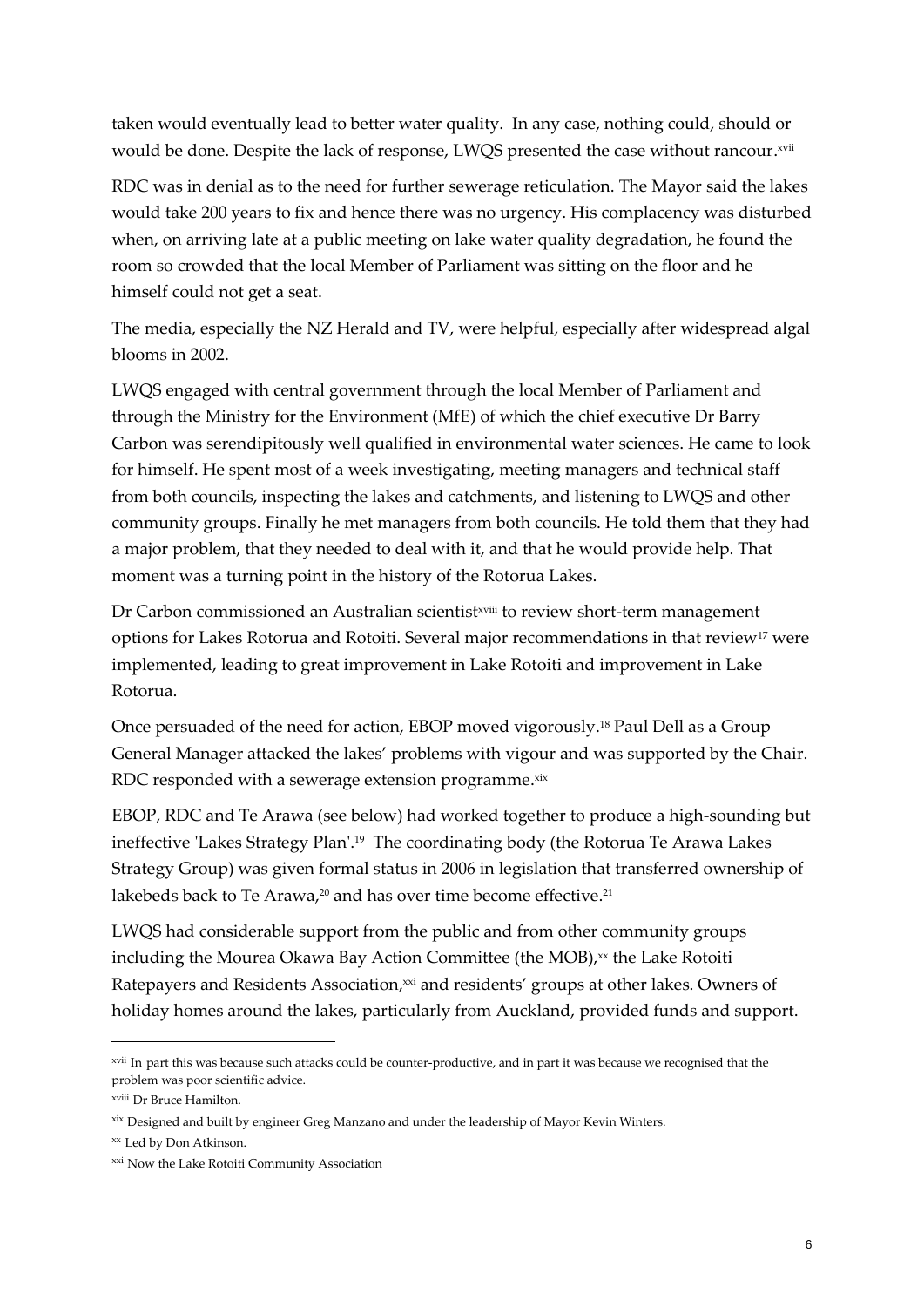taken would eventually lead to better water quality. In any case, nothing could, should or would be done. Despite the lack of response, LWQS presented the case without rancour.[xvii]

RDC was in denial as to the need for further sewerage reticulation. The Mayor said the lakes would take 200 years to fix and hence there was no urgency. His complacency was disturbed when, on arriving late at a public meeting on lake water quality degradation, he found the room so crowded that the local Member of Parliament was sitting on the floor and he himself could not get a seat.

The media, especially the NZ Herald and TV, were helpful, especially after widespread algal blooms in 2002.

LWQS engaged with central government through the local Member of Parliament and through the Ministry for the Environment (MfE) of which the chief executive Dr Barry Carbon was serendipitously well qualified in environmental water sciences. He came to look for himself. He spent most of a week investigating, meeting managers and technical staff from both councils, inspecting the lakes and catchments, and listening to LWQS and other community groups. Finally he met managers from both councils. He told them that they had a major problem, that they needed to deal with it, and that he would provide help. That moment was a turning point in the history of the Rotorua Lakes.

Dr Carbon commissioned an Australian scientist[xviii] to review short-term management options for Lakes Rotorua and Rotoiti. Several major recommendations in that review[17] were implemented, leading to great improvement in Lake Rotoiti and improvement in Lake Rotorua.

Once persuaded of the need for action, EBOP moved vigorously.[18] Paul Dell as a Group General Manager attacked the lakes' problems with vigour and was supported by the Chair. RDC responded with a sewerage extension programme.[xix]

EBOP, RDC and Te Arawa (see below) had worked together to produce a high-sounding but ineffective 'Lakes Strategy Plan'.[19] The coordinating body (the Rotorua Te Arawa Lakes Strategy Group) was given formal status in 2006 in legislation that transferred ownership of lakebeds back to Te Arawa,[20] and has over time become effective.[21]

LWQS had considerable support from the public and from other community groups including the Mourea Okawa Bay Action Committee (the MOB),[xx] the Lake Rotoiti Ratepayers and Residents Association,[xxi] and residents' groups at other lakes. Owners of holiday homes around the lakes, particularly from Auckland, provided funds and support.

---

[xvii] In part this was because such attacks could be counter-productive, and in part it was because we recognised that the problem was poor scientific advice.

[xviii] Dr Bruce Hamilton.

[xix] Designed and built by engineer Greg Manzano and under the leadership of Mayor Kevin Winters.

[xx] Led by Don Atkinson.

[xxi] Now the Lake Rotoiti Community Association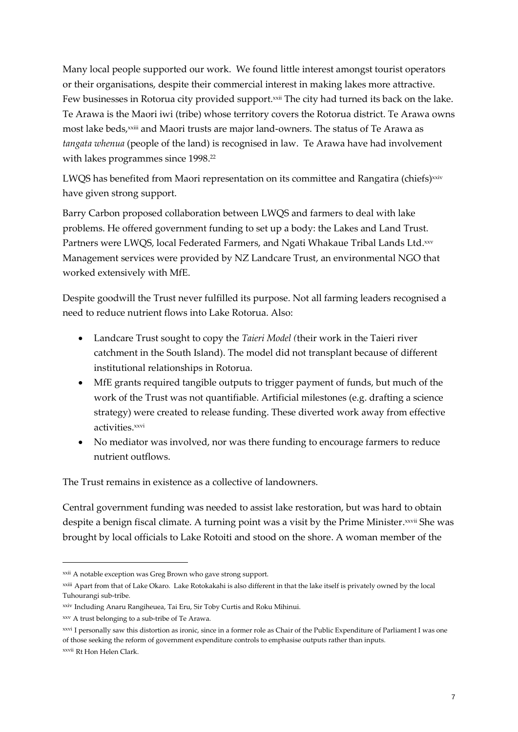Many local people supported our work. We found little interest amongst tourist operators or their organisations, despite their commercial interest in making lakes more attractive. Few businesses in Rotorua city provided support.[xxii] The city had turned its back on the lake. Te Arawa is the Maori iwi (tribe) whose territory covers the Rotorua district. Te Arawa owns most lake beds,[xxiii] and Maori trusts are major land-owners. The status of Te Arawa as *tangata whenua* (people of the land) is recognised in law. Te Arawa have had involvement with lakes programmes since 1998.[22]

LWQS has benefited from Maori representation on its committee and Rangatira (chiefs)[xxiv] have given strong support.

Barry Carbon proposed collaboration between LWQS and farmers to deal with lake problems. He offered government funding to set up a body: the Lakes and Land Trust. Partners were LWQS, local Federated Farmers, and Ngati Whakaue Tribal Lands Ltd.[xxv] Management services were provided by NZ Landcare Trust, an environmental NGO that worked extensively with MfE.

Despite goodwill the Trust never fulfilled its purpose. Not all farming leaders recognised a need to reduce nutrient flows into Lake Rotorua. Also:

- Landcare Trust sought to copy the *Taieri Model (*their work in the Taieri river catchment in the South Island). The model did not transplant because of different institutional relationships in Rotorua.
- MfE grants required tangible outputs to trigger payment of funds, but much of the work of the Trust was not quantifiable. Artificial milestones (e.g. drafting a science strategy) were created to release funding. These diverted work away from effective activities.[xxvi]
- No mediator was involved, nor was there funding to encourage farmers to reduce nutrient outflows.

The Trust remains in existence as a collective of landowners.

Central government funding was needed to assist lake restoration, but was hard to obtain despite a benign fiscal climate. A turning point was a visit by the Prime Minister.[xxvii] She was brought by local officials to Lake Rotoiti and stood on the shore. A woman member of the

---

[xxii] A notable exception was Greg Brown who gave strong support.

[xxiii] Apart from that of Lake Okaro. Lake Rotokakahi is also different in that the lake itself is privately owned by the local Tuhourangi sub-tribe.

[xxiv] Including Anaru Rangiheuea, Tai Eru, Sir Toby Curtis and Roku Mihinui.

[xxv] A trust belonging to a sub-tribe of Te Arawa.

[xxvi] I personally saw this distortion as ironic, since in a former role as Chair of the Public Expenditure of Parliament I was one of those seeking the reform of government expenditure controls to emphasise outputs rather than inputs.

[xxvii] Rt Hon Helen Clark.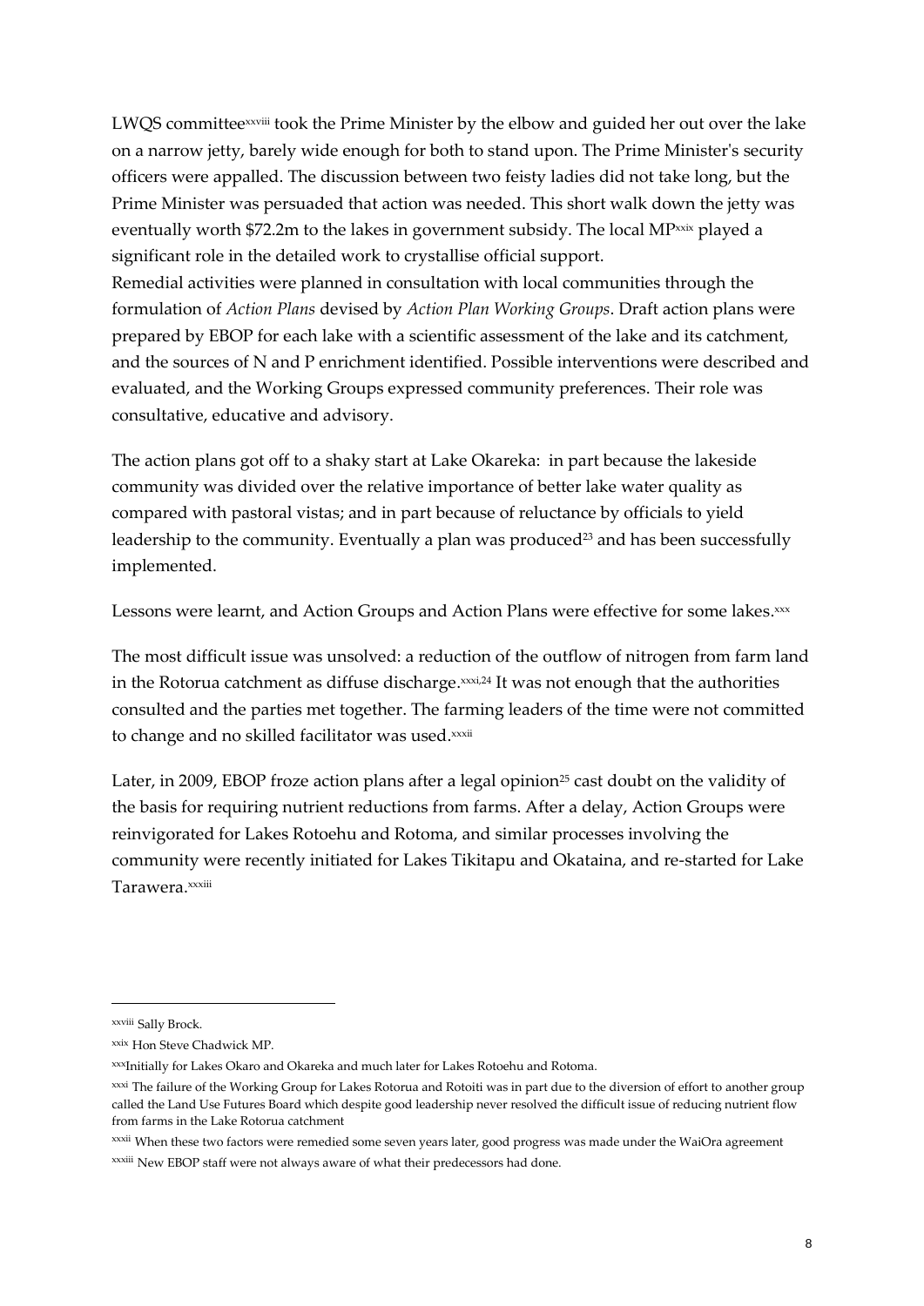LWQS committee[xxviii] took the Prime Minister by the elbow and guided her out over the lake on a narrow jetty, barely wide enough for both to stand upon. The Prime Minister's security officers were appalled. The discussion between two feisty ladies did not take long, but the Prime Minister was persuaded that action was needed. This short walk down the jetty was eventually worth $72.2m to the lakes in government subsidy. The local MP[xxix] played a significant role in the detailed work to crystallise official support.
Remedial activities were planned in consultation with local communities through the formulation of *Action Plans* devised by *Action Plan Working Groups*. Draft action plans were prepared by EBOP for each lake with a scientific assessment of the lake and its catchment, and the sources of N and P enrichment identified. Possible interventions were described and evaluated, and the Working Groups expressed community preferences. Their role was consultative, educative and advisory.

The action plans got off to a shaky start at Lake Okareka: in part because the lakeside community was divided over the relative importance of better lake water quality as compared with pastoral vistas; and in part because of reluctance by officials to yield leadership to the community. Eventually a plan was produced[23] and has been successfully implemented.

Lessons were learnt, and Action Groups and Action Plans were effective for some lakes.[xxx]

The most difficult issue was unsolved: a reduction of the outflow of nitrogen from farm land in the Rotorua catchment as diffuse discharge.[xxxi,24] It was not enough that the authorities consulted and the parties met together. The farming leaders of the time were not committed to change and no skilled facilitator was used.[xxxii]

Later, in 2009, EBOP froze action plans after a legal opinion[25] cast doubt on the validity of the basis for requiring nutrient reductions from farms. After a delay, Action Groups were reinvigorated for Lakes Rotoehu and Rotoma, and similar processes involving the community were recently initiated for Lakes Tikitapu and Okataina, and re-started for Lake Tarawera.[xxxiii]

---

[xxviii] Sally Brock.

[xxix] Hon Steve Chadwick MP.

[xxx] Initially for Lakes Okaro and Okareka and much later for Lakes Rotoehu and Rotoma.

[xxxi] The failure of the Working Group for Lakes Rotorua and Rotoiti was in part due to the diversion of effort to another group called the Land Use Futures Board which despite good leadership never resolved the difficult issue of reducing nutrient flow from farms in the Lake Rotorua catchment

[xxxii] When these two factors were remedied some seven years later, good progress was made under the WaiOra agreement

[xxxiii] New EBOP staff were not always aware of what their predecessors had done.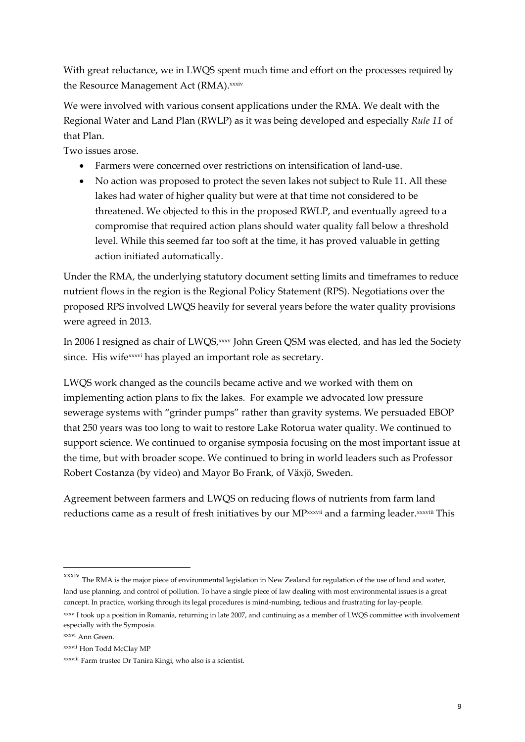With great reluctance, we in LWQS spent much time and effort on the processes required by the Resource Management Act (RMA).[xxxiv]

We were involved with various consent applications under the RMA. We dealt with the Regional Water and Land Plan (RWLP) as it was being developed and especially *Rule 11* of that Plan.

Two issues arose.

- Farmers were concerned over restrictions on intensification of land-use.
- No action was proposed to protect the seven lakes not subject to Rule 11. All these lakes had water of higher quality but were at that time not considered to be threatened. We objected to this in the proposed RWLP, and eventually agreed to a compromise that required action plans should water quality fall below a threshold level. While this seemed far too soft at the time, it has proved valuable in getting action initiated automatically.

Under the RMA, the underlying statutory document setting limits and timeframes to reduce nutrient flows in the region is the Regional Policy Statement (RPS). Negotiations over the proposed RPS involved LWQS heavily for several years before the water quality provisions were agreed in 2013.

In 2006 I resigned as chair of LWQS,[xxxv] John Green QSM was elected, and has led the Society since. His wife[xxxvi] has played an important role as secretary.

LWQS work changed as the councils became active and we worked with them on implementing action plans to fix the lakes. For example we advocated low pressure sewerage systems with "grinder pumps" rather than gravity systems. We persuaded EBOP that 250 years was too long to wait to restore Lake Rotorua water quality. We continued to support science. We continued to organise symposia focusing on the most important issue at the time, but with broader scope. We continued to bring in world leaders such as Professor Robert Costanza (by video) and Mayor Bo Frank, of Växjö, Sweden.

Agreement between farmers and LWQS on reducing flows of nutrients from farm land reductions came as a result of fresh initiatives by our MP[xxxvii] and a farming leader.[xxxviii] This

---

[xxxiv] The RMA is the major piece of environmental legislation in New Zealand for regulation of the use of land and water, land use planning, and control of pollution. To have a single piece of law dealing with most environmental issues is a great concept. In practice, working through its legal procedures is mind-numbing, tedious and frustrating for lay-people.

[xxxv] I took up a position in Romania, returning in late 2007, and continuing as a member of LWQS committee with involvement especially with the Symposia.

[xxxvi] Ann Green.

[xxxvii] Hon Todd McClay MP

[xxxviii] Farm trustee Dr Tanira Kingi, who also is a scientist.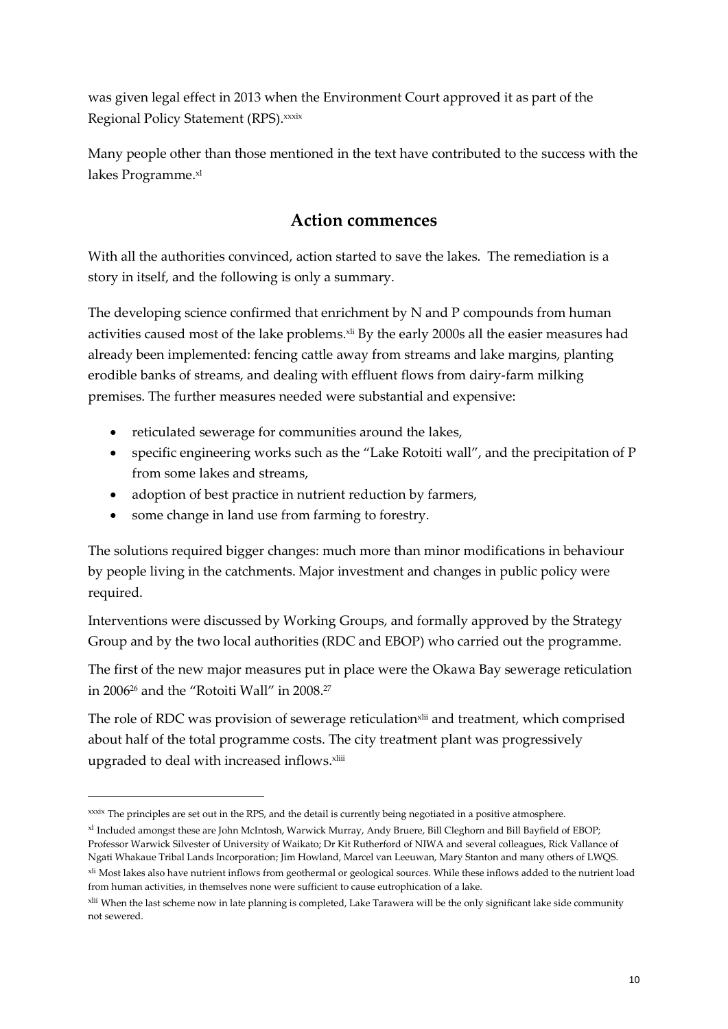was given legal effect in 2013 when the Environment Court approved it as part of the Regional Policy Statement (RPS).[xxxix]

Many people other than those mentioned in the text have contributed to the success with the lakes Programme.[xl]

## Action commences

With all the authorities convinced, action started to save the lakes. The remediation is a story in itself, and the following is only a summary.

The developing science confirmed that enrichment by N and P compounds from human activities caused most of the lake problems.[xli] By the early 2000s all the easier measures had already been implemented: fencing cattle away from streams and lake margins, planting erodible banks of streams, and dealing with effluent flows from dairy-farm milking premises. The further measures needed were substantial and expensive:

- reticulated sewerage for communities around the lakes,
- specific engineering works such as the "Lake Rotoiti wall", and the precipitation of P from some lakes and streams,
- adoption of best practice in nutrient reduction by farmers,
- some change in land use from farming to forestry.

The solutions required bigger changes: much more than minor modifications in behaviour by people living in the catchments. Major investment and changes in public policy were required.

Interventions were discussed by Working Groups, and formally approved by the Strategy Group and by the two local authorities (RDC and EBOP) who carried out the programme.

The first of the new major measures put in place were the Okawa Bay sewerage reticulation in 2006[26] and the "Rotoiti Wall" in 2008.[27]

The role of RDC was provision of sewerage reticulation[xlii] and treatment, which comprised about half of the total programme costs. The city treatment plant was progressively upgraded to deal with increased inflows.[xliii]

---

[xxxix] The principles are set out in the RPS, and the detail is currently being negotiated in a positive atmosphere.

[xl] Included amongst these are John McIntosh, Warwick Murray, Andy Bruere, Bill Cleghorn and Bill Bayfield of EBOP; Professor Warwick Silvester of University of Waikato; Dr Kit Rutherford of NIWA and several colleagues, Rick Vallance of Ngati Whakaue Tribal Lands Incorporation; Jim Howland, Marcel van Leeuwan, Mary Stanton and many others of LWQS.

[xli] Most lakes also have nutrient inflows from geothermal or geological sources. While these inflows added to the nutrient load from human activities, in themselves none were sufficient to cause eutrophication of a lake.

[xlii] When the last scheme now in late planning is completed, Lake Tarawera will be the only significant lake side community not sewered.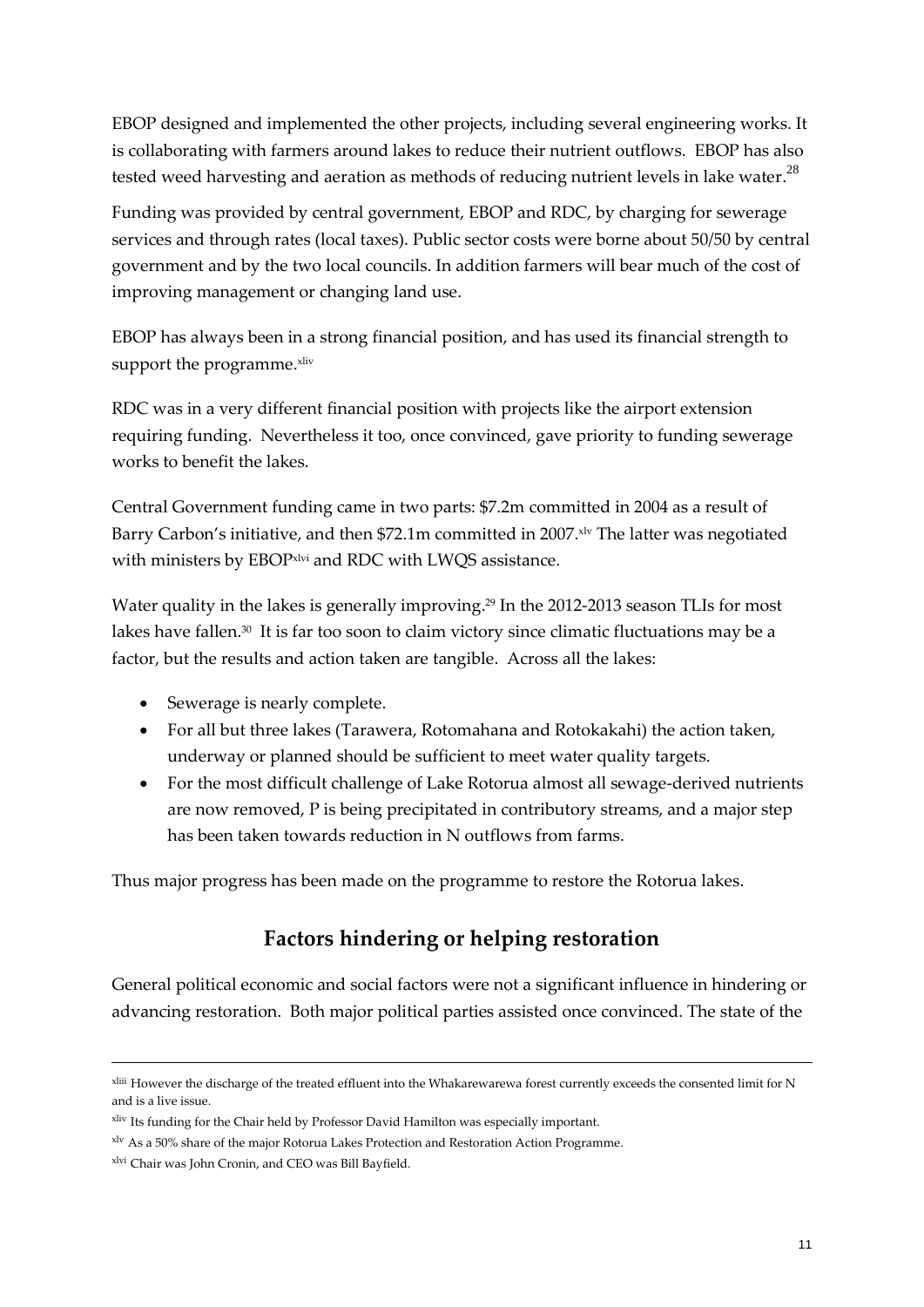EBOP designed and implemented the other projects, including several engineering works. It is collaborating with farmers around lakes to reduce their nutrient outflows. EBOP has also tested weed harvesting and aeration as methods of reducing nutrient levels in lake water.[28]

Funding was provided by central government, EBOP and RDC, by charging for sewerage services and through rates (local taxes). Public sector costs were borne about 50/50 by central government and by the two local councils. In addition farmers will bear much of the cost of improving management or changing land use.

EBOP has always been in a strong financial position, and has used its financial strength to support the programme.[xliv]

RDC was in a very different financial position with projects like the airport extension requiring funding. Nevertheless it too, once convinced, gave priority to funding sewerage works to benefit the lakes.

Central Government funding came in two parts: $7.2m committed in 2004 as a result of Barry Carbon's initiative, and then $72.1m committed in 2007.[xlv] The latter was negotiated with ministers by EBOP[xlvi] and RDC with LWQS assistance.

Water quality in the lakes is generally improving.[29] In the 2012-2013 season TLIs for most lakes have fallen.[30] It is far too soon to claim victory since climatic fluctuations may be a factor, but the results and action taken are tangible. Across all the lakes:

- Sewerage is nearly complete.
- For all but three lakes (Tarawera, Rotomahana and Rotokakahi) the action taken, underway or planned should be sufficient to meet water quality targets.
- For the most difficult challenge of Lake Rotorua almost all sewage-derived nutrients are now removed, P is being precipitated in contributory streams, and a major step has been taken towards reduction in N outflows from farms.

Thus major progress has been made on the programme to restore the Rotorua lakes.

## Factors hindering or helping restoration

General political economic and social factors were not a significant influence in hindering or advancing restoration. Both major political parties assisted once convinced. The state of the

---

[xliii] However the discharge of the treated effluent into the Whakarewarewa forest currently exceeds the consented limit for N and is a live issue.

[xliv] Its funding for the Chair held by Professor David Hamilton was especially important.

[xlv] As a 50% share of the major Rotorua Lakes Protection and Restoration Action Programme.

[xlvi] Chair was John Cronin, and CEO was Bill Bayfield.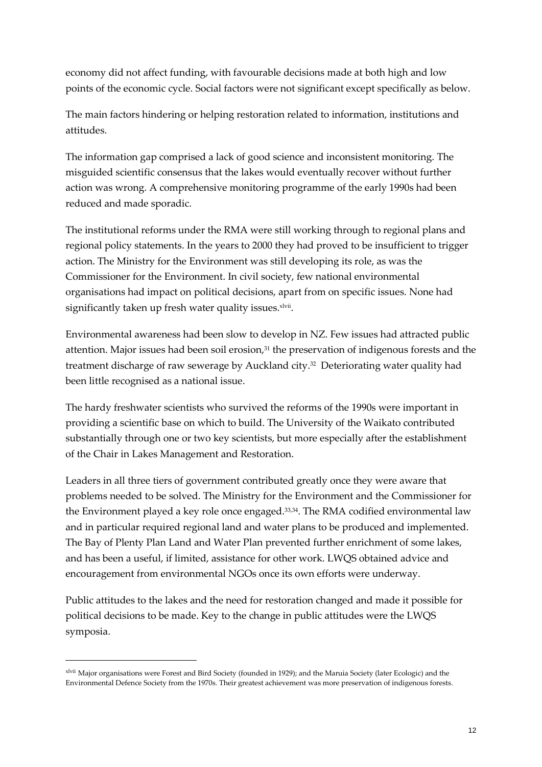economy did not affect funding, with favourable decisions made at both high and low points of the economic cycle. Social factors were not significant except specifically as below.

The main factors hindering or helping restoration related to information, institutions and attitudes.

The information gap comprised a lack of good science and inconsistent monitoring. The misguided scientific consensus that the lakes would eventually recover without further action was wrong. A comprehensive monitoring programme of the early 1990s had been reduced and made sporadic.

The institutional reforms under the RMA were still working through to regional plans and regional policy statements. In the years to 2000 they had proved to be insufficient to trigger action. The Ministry for the Environment was still developing its role, as was the Commissioner for the Environment. In civil society, few national environmental organisations had impact on political decisions, apart from on specific issues. None had significantly taken up fresh water quality issues.[xlvii].

Environmental awareness had been slow to develop in NZ. Few issues had attracted public attention. Major issues had been soil erosion,[31] the preservation of indigenous forests and the treatment discharge of raw sewerage by Auckland city.[32] Deteriorating water quality had been little recognised as a national issue.

The hardy freshwater scientists who survived the reforms of the 1990s were important in providing a scientific base on which to build. The University of the Waikato contributed substantially through one or two key scientists, but more especially after the establishment of the Chair in Lakes Management and Restoration.

Leaders in all three tiers of government contributed greatly once they were aware that problems needed to be solved. The Ministry for the Environment and the Commissioner for the Environment played a key role once engaged.[33,34]. The RMA codified environmental law and in particular required regional land and water plans to be produced and implemented. The Bay of Plenty Plan Land and Water Plan prevented further enrichment of some lakes, and has been a useful, if limited, assistance for other work. LWQS obtained advice and encouragement from environmental NGOs once its own efforts were underway.

Public attitudes to the lakes and the need for restoration changed and made it possible for political decisions to be made. Key to the change in public attitudes were the LWQS symposia.

---

[xlvii] Major organisations were Forest and Bird Society (founded in 1929); and the Maruia Society (later Ecologic) and the Environmental Defence Society from the 1970s. Their greatest achievement was more preservation of indigenous forests.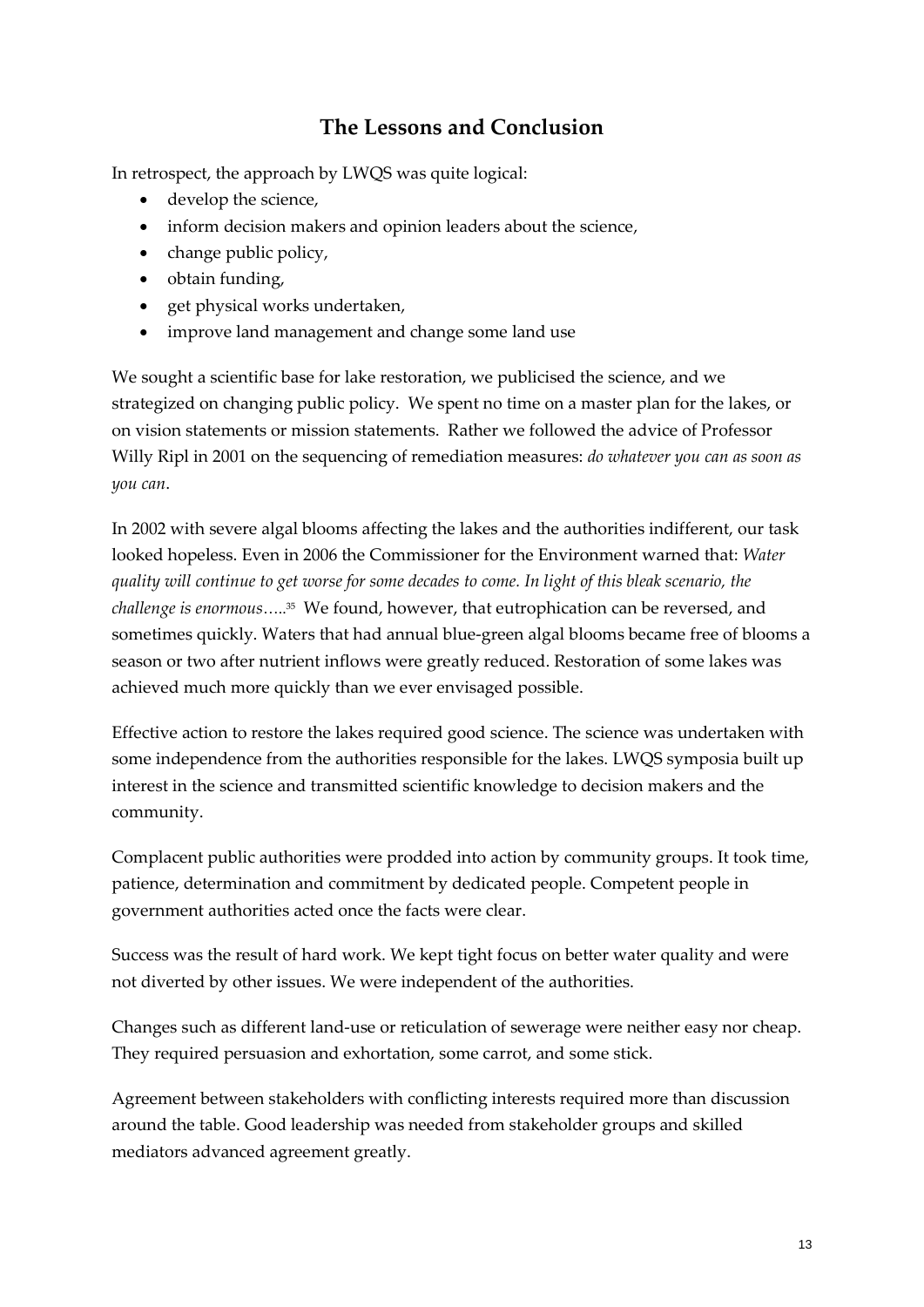## The Lessons and Conclusion

In retrospect, the approach by LWQS was quite logical:

- develop the science,
- inform decision makers and opinion leaders about the science,
- change public policy,
- obtain funding,
- get physical works undertaken,
- improve land management and change some land use

We sought a scientific base for lake restoration, we publicised the science, and we strategized on changing public policy. We spent no time on a master plan for the lakes, or on vision statements or mission statements. Rather we followed the advice of Professor Willy Ripl in 2001 on the sequencing of remediation measures: *do whatever you can as soon as you can*.

In 2002 with severe algal blooms affecting the lakes and the authorities indifferent, our task looked hopeless. Even in 2006 the Commissioner for the Environment warned that: *Water quality will continue to get worse for some decades to come. In light of this bleak scenario, the challenge is enormous…..*[35] We found, however, that eutrophication can be reversed, and sometimes quickly. Waters that had annual blue-green algal blooms became free of blooms a season or two after nutrient inflows were greatly reduced. Restoration of some lakes was achieved much more quickly than we ever envisaged possible.

Effective action to restore the lakes required good science. The science was undertaken with some independence from the authorities responsible for the lakes. LWQS symposia built up interest in the science and transmitted scientific knowledge to decision makers and the community.

Complacent public authorities were prodded into action by community groups. It took time, patience, determination and commitment by dedicated people. Competent people in government authorities acted once the facts were clear.

Success was the result of hard work. We kept tight focus on better water quality and were not diverted by other issues. We were independent of the authorities.

Changes such as different land-use or reticulation of sewerage were neither easy nor cheap. They required persuasion and exhortation, some carrot, and some stick.

Agreement between stakeholders with conflicting interests required more than discussion around the table. Good leadership was needed from stakeholder groups and skilled mediators advanced agreement greatly.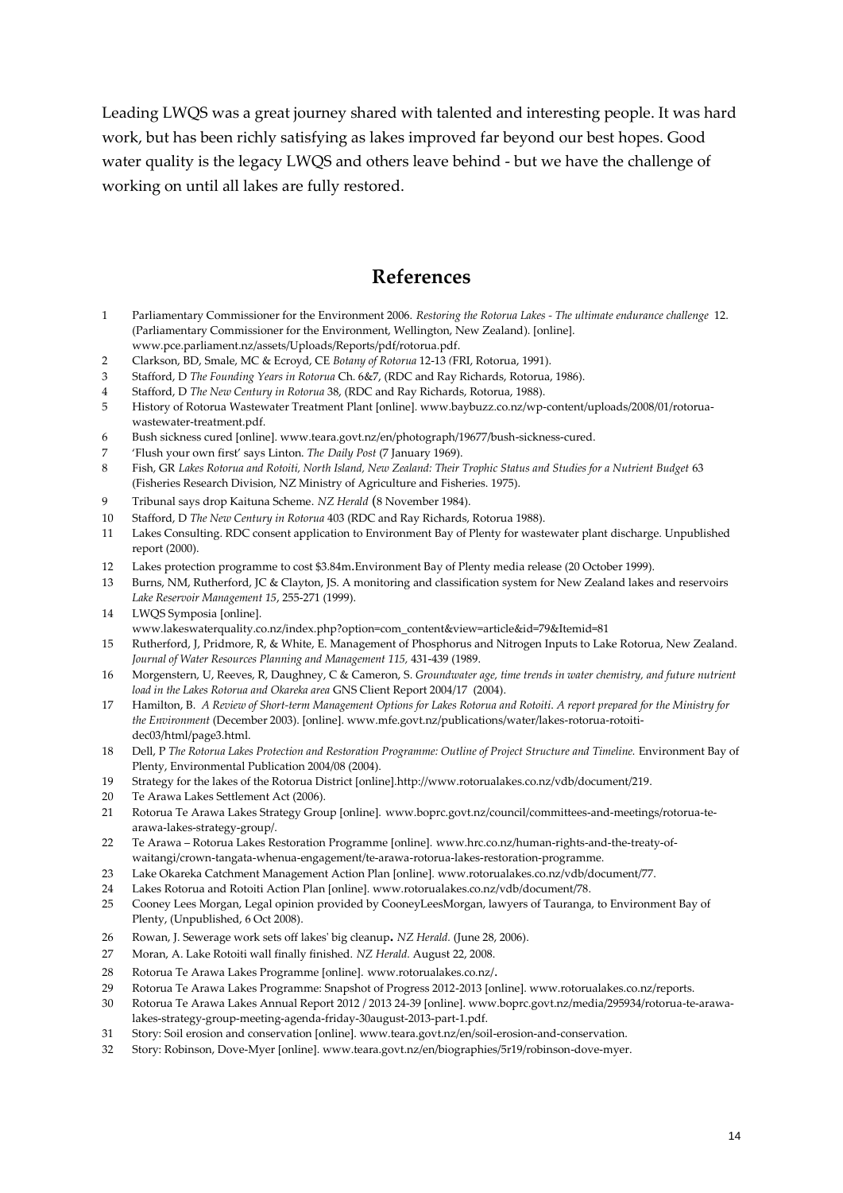Leading LWQS was a great journey shared with talented and interesting people. It was hard work, but has been richly satisfying as lakes improved far beyond our best hopes. Good water quality is the legacy LWQS and others leave behind - but we have the challenge of working on until all lakes are fully restored.

## References

1. Parliamentary Commissioner for the Environment 2006. *Restoring the Rotorua Lakes - The ultimate endurance challenge* 12. (Parliamentary Commissioner for the Environment, Wellington, New Zealand). [online]. www.pce.parliament.nz/assets/Uploads/Reports/pdf/rotorua.pdf.
2. Clarkson, BD, Smale, MC & Ecroyd, CE *Botany of Rotorua* 12-13 (FRI, Rotorua, 1991).
3. Stafford, D *The Founding Years in Rotorua* Ch. 6&7, (RDC and Ray Richards, Rotorua, 1986).
4. Stafford, D *The New Century in Rotorua* 38, (RDC and Ray Richards, Rotorua, 1988).
5. History of Rotorua Wastewater Treatment Plant [online]. www.baybuzz.co.nz/wp-content/uploads/2008/01/rotorua-wastewater-treatment.pdf.
6. Bush sickness cured [online]. www.teara.govt.nz/en/photograph/19677/bush-sickness-cured.
7. 'Flush your own first' says Linton. *The Daily Post* (7 January 1969).
8. Fish, GR *Lakes Rotorua and Rotoiti, North Island, New Zealand: Their Trophic Status and Studies for a Nutrient Budget* 63 (Fisheries Research Division, NZ Ministry of Agriculture and Fisheries. 1975).
9. Tribunal says drop Kaituna Scheme. *NZ Herald* (8 November 1984).
10. Stafford, D *The New Century in Rotorua* 403 (RDC and Ray Richards, Rotorua 1988).
11. Lakes Consulting. RDC consent application to Environment Bay of Plenty for wastewater plant discharge. Unpublished report (2000).
12. Lakes protection programme to cost $3.84m**.** Environment Bay of Plenty media release (20 October 1999).
13. Burns, NM, Rutherford, JC & Clayton, JS. A monitoring and classification system for New Zealand lakes and reservoirs *Lake Reservoir Management 15*, 255-271 (1999).
14. LWQS Symposia [online]. www.lakeswaterquality.co.nz/index.php?option=com_content&view=article&id=79&Itemid=81
15. Rutherford, J, Pridmore, R, & White, E. Management of Phosphorus and Nitrogen Inputs to Lake Rotorua, New Zealand. *Journal of Water Resources Planning and Management 115,* 431-439 (1989.
16. Morgenstern, U, Reeves, R, Daughney, C & Cameron, S. *Groundwater age, time trends in water chemistry, and future nutrient load in the Lakes Rotorua and Okareka area* GNS Client Report 2004/17 (2004).
17. Hamilton, B. *A Review of Short-term Management Options for Lakes Rotorua and Rotoiti. A report prepared for the Ministry for the Environment* (December 2003). [online]. www.mfe.govt.nz/publications/water/lakes-rotorua-rotoiti-dec03/html/page3.html.
18. Dell, P *The Rotorua Lakes Protection and Restoration Programme: Outline of Project Structure and Timeline.* Environment Bay of Plenty, Environmental Publication 2004/08 (2004).
19. Strategy for the lakes of the Rotorua District [online].http://www.rotorualakes.co.nz/vdb/document/219.
20. Te Arawa Lakes Settlement Act (2006).
21. Rotorua Te Arawa Lakes Strategy Group [online]. www.boprc.govt.nz/council/committees-and-meetings/rotorua-te-arawa-lakes-strategy-group/.
22. Te Arawa – Rotorua Lakes Restoration Programme [online]. www.hrc.co.nz/human-rights-and-the-treaty-of-waitangi/crown-tangata-whenua-engagement/te-arawa-rotorua-lakes-restoration-programme.
23. Lake Okareka Catchment Management Action Plan [online]. www.rotorualakes.co.nz/vdb/document/77.
24. Lakes Rotorua and Rotoiti Action Plan [online]. www.rotorualakes.co.nz/vdb/document/78.
25. Cooney Lees Morgan, Legal opinion provided by CooneyLeesMorgan, lawyers of Tauranga, to Environment Bay of Plenty, (Unpublished, 6 Oct 2008).
26. Rowan, J. Sewerage work sets off lakes' big cleanup**.** *NZ Herald.* (June 28, 2006).
27. Moran, A. Lake Rotoiti wall finally finished. *NZ Herald.* August 22, 2008.
28. Rotorua Te Arawa Lakes Programme [online]. www.rotorualakes.co.nz/**.**
29. Rotorua Te Arawa Lakes Programme: Snapshot of Progress 2012-2013 [online]. www.rotorualakes.co.nz/reports.
30. Rotorua Te Arawa Lakes Annual Report 2012 / 2013 24-39 [online]. www.boprc.govt.nz/media/295934/rotorua-te-arawa-lakes-strategy-group-meeting-agenda-friday-30august-2013-part-1.pdf.
31. Story: Soil erosion and conservation [online]. www.teara.govt.nz/en/soil-erosion-and-conservation.
32. Story: Robinson, Dove-Myer [online]. www.teara.govt.nz/en/biographies/5r19/robinson-dove-myer.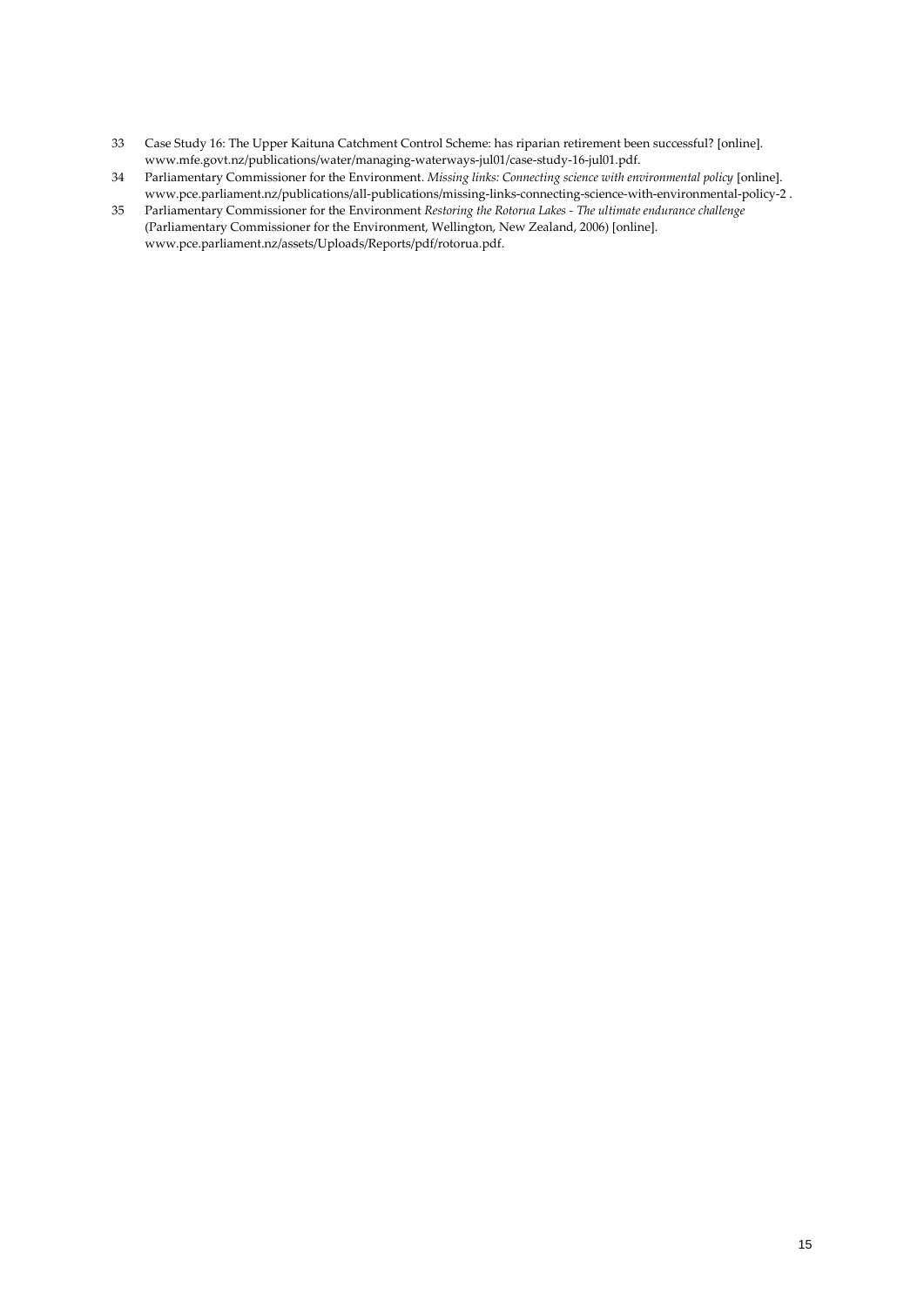33 Case Study 16: The Upper Kaituna Catchment Control Scheme: has riparian retirement been successful? [online]. www.mfe.govt.nz/publications/water/managing-waterways-jul01/case-study-16-jul01.pdf.

34 Parliamentary Commissioner for the Environment. *Missing links: Connecting science with environmental policy* [online]. www.pce.parliament.nz/publications/all-publications/missing-links-connecting-science-with-environmental-policy-2 .

35 Parliamentary Commissioner for the Environment *Restoring the Rotorua Lakes - The ultimate endurance challenge* (Parliamentary Commissioner for the Environment, Wellington, New Zealand, 2006) [online]. www.pce.parliament.nz/assets/Uploads/Reports/pdf/rotorua.pdf.